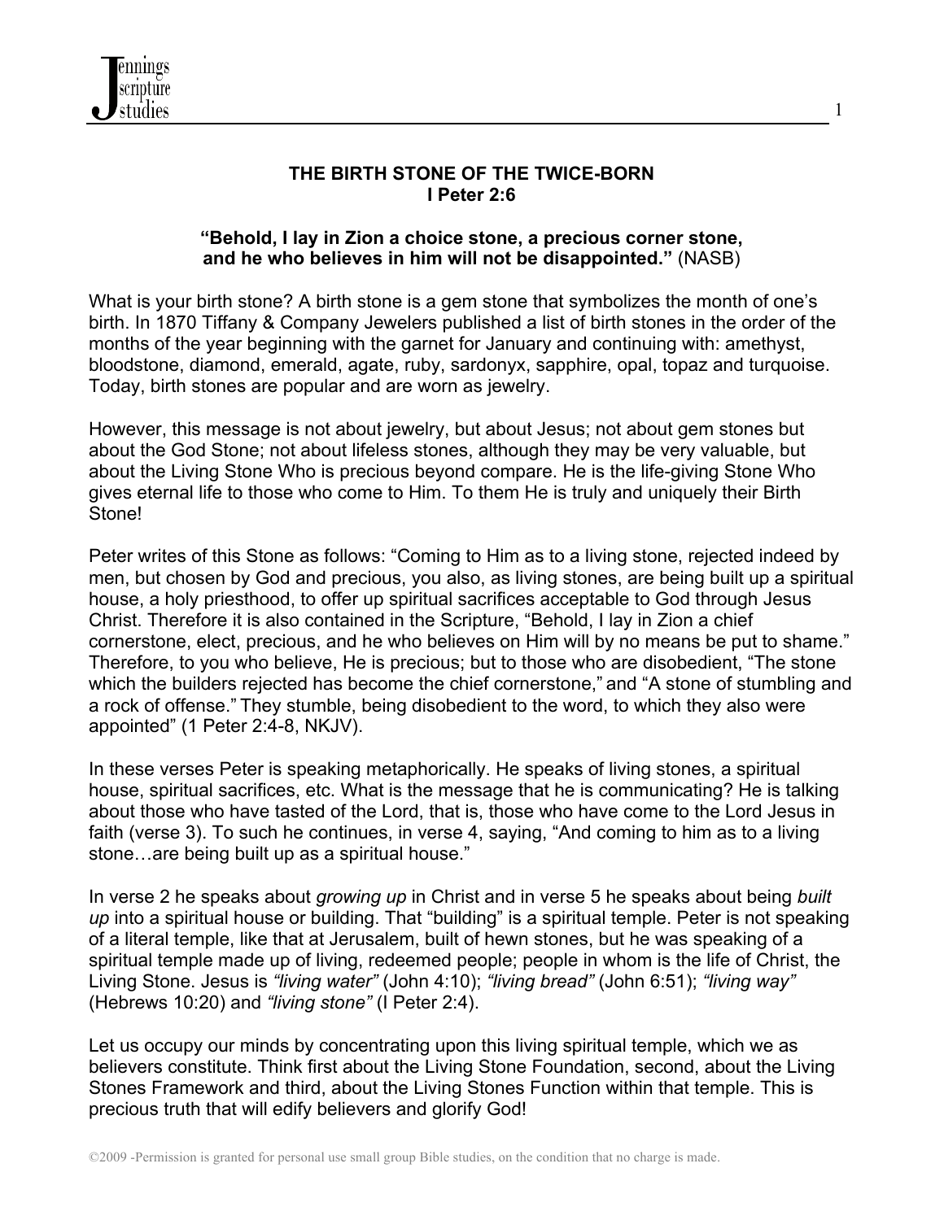# THE BIRTH STONE OF THE TWICE-BORN
## I Peter 2:6

**"Behold, I lay in Zion a choice stone, a precious corner stone, and he who believes in him will not be disappointed."** (NASB)

What is your birth stone? A birth stone is a gem stone that symbolizes the month of one's birth. In 1870 Tiffany & Company Jewelers published a list of birth stones in the order of the months of the year beginning with the garnet for January and continuing with: amethyst, bloodstone, diamond, emerald, agate, ruby, sardonyx, sapphire, opal, topaz and turquoise. Today, birth stones are popular and are worn as jewelry.

However, this message is not about jewelry, but about Jesus; not about gem stones but about the God Stone; not about lifeless stones, although they may be very valuable, but about the Living Stone Who is precious beyond compare. He is the life-giving Stone Who gives eternal life to those who come to Him. To them He is truly and uniquely their Birth Stone!

Peter writes of this Stone as follows: "Coming to Him as to a living stone, rejected indeed by men, but chosen by God and precious, you also, as living stones, are being built up a spiritual house, a holy priesthood, to offer up spiritual sacrifices acceptable to God through Jesus Christ. Therefore it is also contained in the Scripture, "Behold, I lay in Zion a chief cornerstone, elect, precious, and he who believes on Him will by no means be put to shame." Therefore, to you who believe, He is precious; but to those who are disobedient, "The stone which the builders rejected has become the chief cornerstone," and "A stone of stumbling and a rock of offense." They stumble, being disobedient to the word, to which they also were appointed" (1 Peter 2:4-8, NKJV).

In these verses Peter is speaking metaphorically. He speaks of living stones, a spiritual house, spiritual sacrifices, etc. What is the message that he is communicating? He is talking about those who have tasted of the Lord, that is, those who have come to the Lord Jesus in faith (verse 3). To such he continues, in verse 4, saying, "And coming to him as to a living stone…are being built up as a spiritual house."

In verse 2 he speaks about *growing up* in Christ and in verse 5 he speaks about being *built up* into a spiritual house or building. That "building" is a spiritual temple. Peter is not speaking of a literal temple, like that at Jerusalem, built of hewn stones, but he was speaking of a spiritual temple made up of living, redeemed people; people in whom is the life of Christ, the Living Stone. Jesus is *"living water"* (John 4:10); *"living bread"* (John 6:51); *"living way"* (Hebrews 10:20) and *"living stone"* (I Peter 2:4).

Let us occupy our minds by concentrating upon this living spiritual temple, which we as believers constitute. Think first about the Living Stone Foundation, second, about the Living Stones Framework and third, about the Living Stones Function within that temple. This is precious truth that will edify believers and glorify God!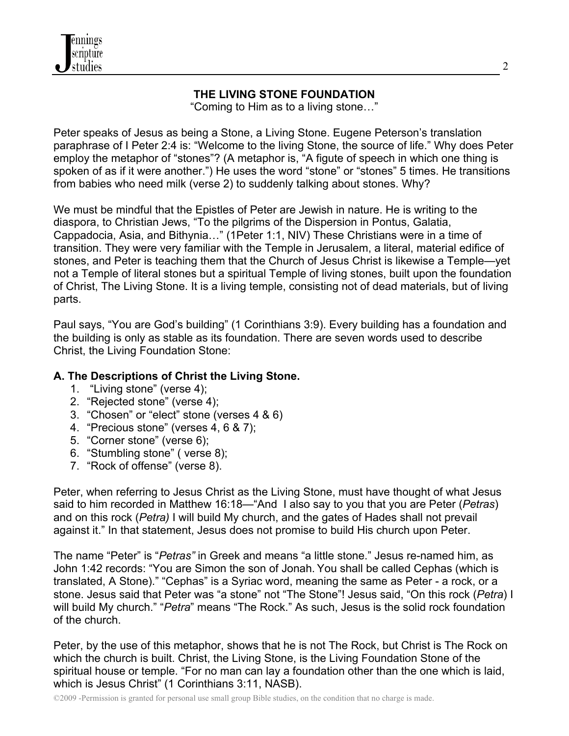## THE LIVING STONE FOUNDATION

"Coming to Him as to a living stone…"

Peter speaks of Jesus as being a Stone, a Living Stone. Eugene Peterson's translation paraphrase of I Peter 2:4 is: "Welcome to the living Stone, the source of life." Why does Peter employ the metaphor of "stones"? (A metaphor is, "A figute of speech in which one thing is spoken of as if it were another.") He uses the word "stone" or "stones" 5 times. He transitions from babies who need milk (verse 2) to suddenly talking about stones. Why?

We must be mindful that the Epistles of Peter are Jewish in nature. He is writing to the diaspora, to Christian Jews, "To the pilgrims of the Dispersion in Pontus, Galatia, Cappadocia, Asia, and Bithynia…" (1Peter 1:1, NIV) These Christians were in a time of transition. They were very familiar with the Temple in Jerusalem, a literal, material edifice of stones, and Peter is teaching them that the Church of Jesus Christ is likewise a Temple—yet not a Temple of literal stones but a spiritual Temple of living stones, built upon the foundation of Christ, The Living Stone. It is a living temple, consisting not of dead materials, but of living parts.

Paul says, "You are God's building" (1 Corinthians 3:9). Every building has a foundation and the building is only as stable as its foundation. There are seven words used to describe Christ, the Living Foundation Stone:

**A. The Descriptions of Christ the Living Stone.**

1. "Living stone" (verse 4);
2. "Rejected stone" (verse 4);
3. "Chosen" or "elect" stone (verses 4 & 6)
4. "Precious stone" (verses 4, 6 & 7);
5. "Corner stone" (verse 6);
6. "Stumbling stone" ( verse 8);
7. "Rock of offense" (verse 8).

Peter, when referring to Jesus Christ as the Living Stone, must have thought of what Jesus said to him recorded in Matthew 16:18—"And I also say to you that you are Peter (*Petras*) and on this rock (*Petra)* I will build My church, and the gates of Hades shall not prevail against it." In that statement, Jesus does not promise to build His church upon Peter.

The name "Peter" is "*Petras"* in Greek and means "a little stone." Jesus re-named him, as John 1:42 records: "You are Simon the son of Jonah. You shall be called Cephas (which is translated, A Stone)." "Cephas" is a Syriac word, meaning the same as Peter - a rock, or a stone. Jesus said that Peter was "a stone" not "The Stone"! Jesus said, "On this rock (*Petra*) I will build My church." "*Petra*" means "The Rock." As such, Jesus is the solid rock foundation of the church.

Peter, by the use of this metaphor, shows that he is not The Rock, but Christ is The Rock on which the church is built. Christ, the Living Stone, is the Living Foundation Stone of the spiritual house or temple. "For no man can lay a foundation other than the one which is laid, which is Jesus Christ" (1 Corinthians 3:11, NASB).

©2009 -Permission is granted for personal use small group Bible studies, on the condition that no charge is made.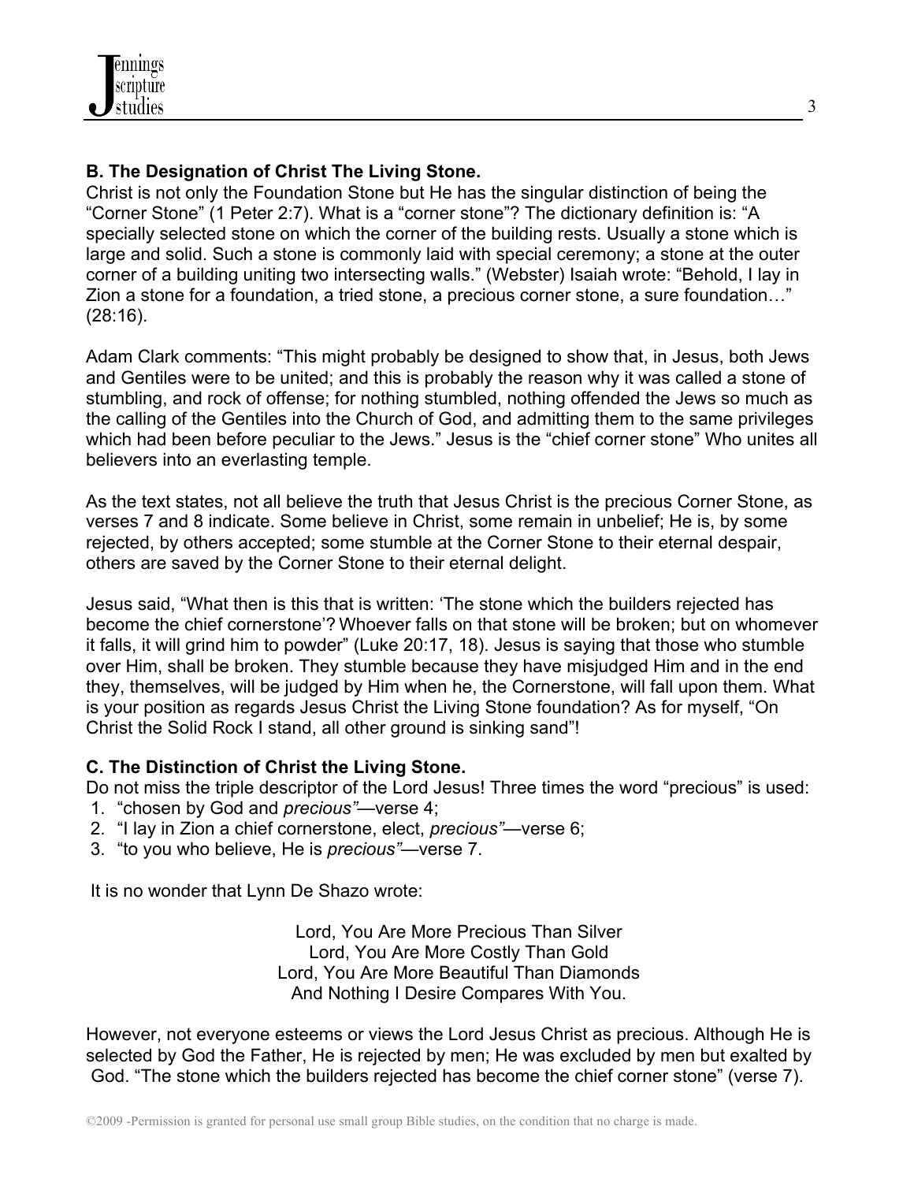**B. The Designation of Christ The Living Stone.**

Christ is not only the Foundation Stone but He has the singular distinction of being the "Corner Stone" (1 Peter 2:7). What is a "corner stone"? The dictionary definition is: "A specially selected stone on which the corner of the building rests. Usually a stone which is large and solid. Such a stone is commonly laid with special ceremony; a stone at the outer corner of a building uniting two intersecting walls." (Webster) Isaiah wrote: "Behold, I lay in Zion a stone for a foundation, a tried stone, a precious corner stone, a sure foundation…" (28:16).

Adam Clark comments: "This might probably be designed to show that, in Jesus, both Jews and Gentiles were to be united; and this is probably the reason why it was called a stone of stumbling, and rock of offense; for nothing stumbled, nothing offended the Jews so much as the calling of the Gentiles into the Church of God, and admitting them to the same privileges which had been before peculiar to the Jews." Jesus is the "chief corner stone" Who unites all believers into an everlasting temple.

As the text states, not all believe the truth that Jesus Christ is the precious Corner Stone, as verses 7 and 8 indicate. Some believe in Christ, some remain in unbelief; He is, by some rejected, by others accepted; some stumble at the Corner Stone to their eternal despair, others are saved by the Corner Stone to their eternal delight.

Jesus said, "What then is this that is written: 'The stone which the builders rejected has become the chief cornerstone'? Whoever falls on that stone will be broken; but on whomever it falls, it will grind him to powder" (Luke 20:17, 18). Jesus is saying that those who stumble over Him, shall be broken. They stumble because they have misjudged Him and in the end they, themselves, will be judged by Him when he, the Cornerstone, will fall upon them. What is your position as regards Jesus Christ the Living Stone foundation? As for myself, "On Christ the Solid Rock I stand, all other ground is sinking sand"!

**C. The Distinction of Christ the Living Stone.**

Do not miss the triple descriptor of the Lord Jesus! Three times the word "precious" is used:

1. "chosen by God and *precious"*—verse 4;
2. "I lay in Zion a chief cornerstone, elect, *precious"*—verse 6;
3. "to you who believe, He is *precious"*—verse 7.

It is no wonder that Lynn De Shazo wrote:

Lord, You Are More Precious Than Silver
Lord, You Are More Costly Than Gold
Lord, You Are More Beautiful Than Diamonds
And Nothing I Desire Compares With You.

However, not everyone esteems or views the Lord Jesus Christ as precious. Although He is selected by God the Father, He is rejected by men; He was excluded by men but exalted by God. "The stone which the builders rejected has become the chief corner stone" (verse 7).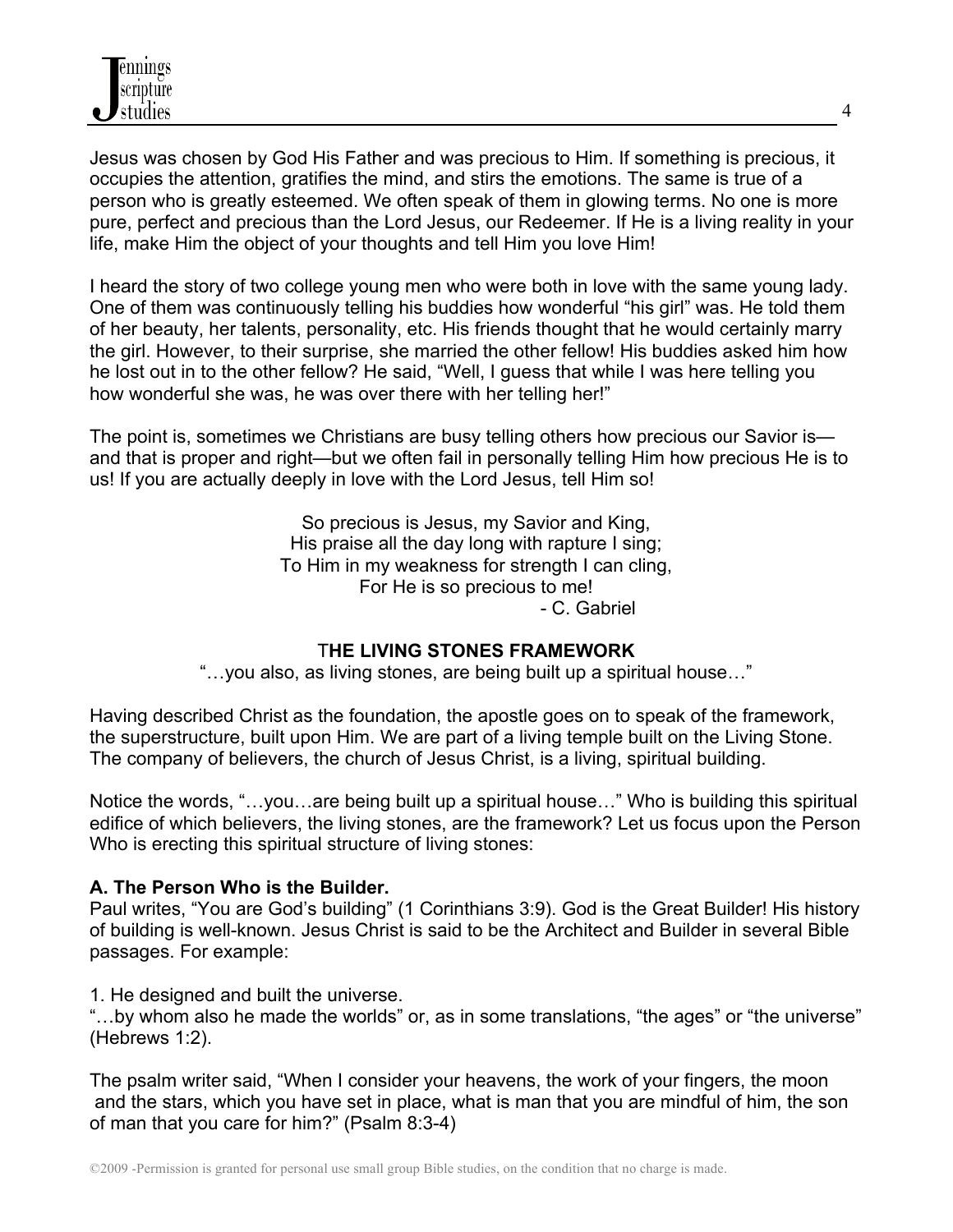Jesus was chosen by God His Father and was precious to Him. If something is precious, it occupies the attention, gratifies the mind, and stirs the emotions. The same is true of a person who is greatly esteemed. We often speak of them in glowing terms. No one is more pure, perfect and precious than the Lord Jesus, our Redeemer. If He is a living reality in your life, make Him the object of your thoughts and tell Him you love Him!

I heard the story of two college young men who were both in love with the same young lady. One of them was continuously telling his buddies how wonderful "his girl" was. He told them of her beauty, her talents, personality, etc. His friends thought that he would certainly marry the girl. However, to their surprise, she married the other fellow! His buddies asked him how he lost out in to the other fellow? He said, "Well, I guess that while I was here telling you how wonderful she was, he was over there with her telling her!"

The point is, sometimes we Christians are busy telling others how precious our Savior is—and that is proper and right—but we often fail in personally telling Him how precious He is to us! If you are actually deeply in love with the Lord Jesus, tell Him so!

> So precious is Jesus, my Savior and King,
> His praise all the day long with rapture I sing;
> To Him in my weakness for strength I can cling,
> For He is so precious to me!
> - C. Gabriel

## THE LIVING STONES FRAMEWORK

"…you also, as living stones, are being built up a spiritual house…"

Having described Christ as the foundation, the apostle goes on to speak of the framework, the superstructure, built upon Him. We are part of a living temple built on the Living Stone. The company of believers, the church of Jesus Christ, is a living, spiritual building.

Notice the words, "…you…are being built up a spiritual house…" Who is building this spiritual edifice of which believers, the living stones, are the framework? Let us focus upon the Person Who is erecting this spiritual structure of living stones:

**A. The Person Who is the Builder.**

Paul writes, "You are God's building" (1 Corinthians 3:9). God is the Great Builder! His history of building is well-known. Jesus Christ is said to be the Architect and Builder in several Bible passages. For example:

1. He designed and built the universe.

"…by whom also he made the worlds" or, as in some translations, "the ages" or "the universe" (Hebrews 1:2).

The psalm writer said, "When I consider your heavens, the work of your fingers, the moon and the stars, which you have set in place, what is man that you are mindful of him, the son of man that you care for him?" (Psalm 8:3-4)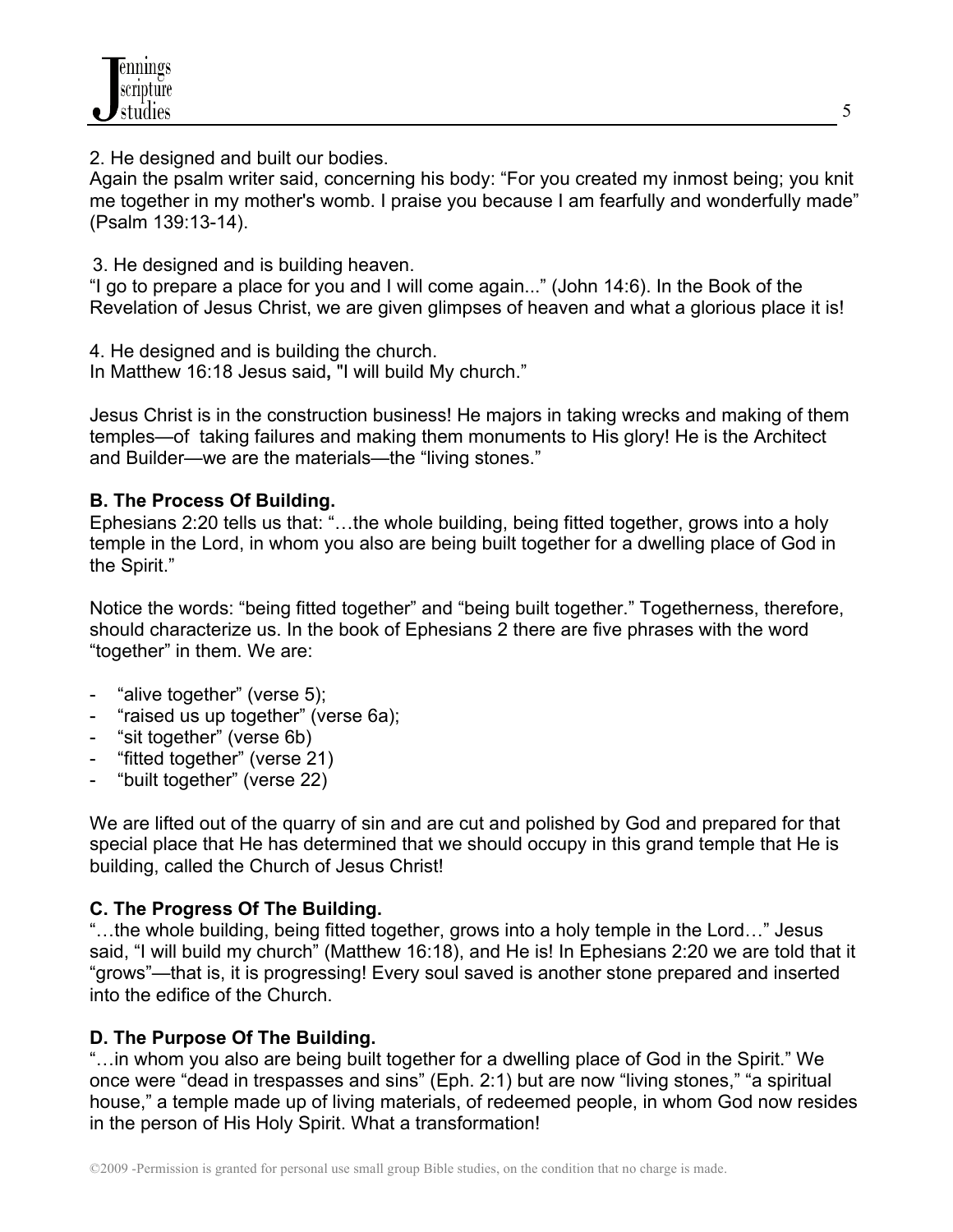2. He designed and built our bodies.
Again the psalm writer said, concerning his body: "For you created my inmost being; you knit me together in my mother's womb. I praise you because I am fearfully and wonderfully made" (Psalm 139:13-14).

3. He designed and is building heaven.
"I go to prepare a place for you and I will come again..." (John 14:6). In the Book of the Revelation of Jesus Christ, we are given glimpses of heaven and what a glorious place it is!

4. He designed and is building the church.
In Matthew 16:18 Jesus said**,** "I will build My church."

Jesus Christ is in the construction business! He majors in taking wrecks and making of them temples—of taking failures and making them monuments to His glory! He is the Architect and Builder—we are the materials—the "living stones."

**B. The Process Of Building.**
Ephesians 2:20 tells us that: "…the whole building, being fitted together, grows into a holy temple in the Lord, in whom you also are being built together for a dwelling place of God in the Spirit."

Notice the words: "being fitted together" and "being built together." Togetherness, therefore, should characterize us. In the book of Ephesians 2 there are five phrases with the word "together" in them. We are:

- "alive together" (verse 5);
- "raised us up together" (verse 6a);
- "sit together" (verse 6b)
- "fitted together" (verse 21)
- "built together" (verse 22)

We are lifted out of the quarry of sin and are cut and polished by God and prepared for that special place that He has determined that we should occupy in this grand temple that He is building, called the Church of Jesus Christ!

**C. The Progress Of The Building.**
"…the whole building, being fitted together, grows into a holy temple in the Lord…" Jesus said, "I will build my church" (Matthew 16:18), and He is! In Ephesians 2:20 we are told that it "grows"—that is, it is progressing! Every soul saved is another stone prepared and inserted into the edifice of the Church.

**D. The Purpose Of The Building.**
"…in whom you also are being built together for a dwelling place of God in the Spirit." We once were "dead in trespasses and sins" (Eph. 2:1) but are now "living stones," "a spiritual house," a temple made up of living materials, of redeemed people, in whom God now resides in the person of His Holy Spirit. What a transformation!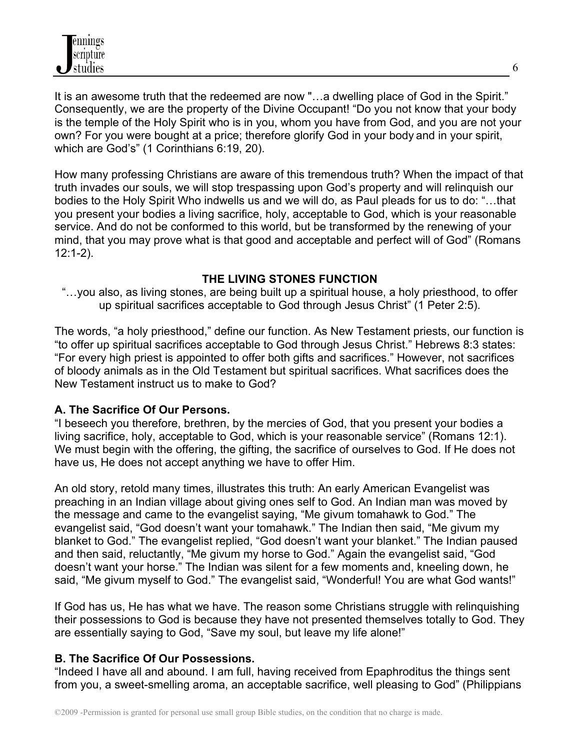It is an awesome truth that the redeemed are now "…a dwelling place of God in the Spirit." Consequently, we are the property of the Divine Occupant! "Do you not know that your body is the temple of the Holy Spirit who is in you, whom you have from God, and you are not your own? For you were bought at a price; therefore glorify God in your body and in your spirit, which are God's" (1 Corinthians 6:19, 20).

How many professing Christians are aware of this tremendous truth? When the impact of that truth invades our souls, we will stop trespassing upon God's property and will relinquish our bodies to the Holy Spirit Who indwells us and we will do, as Paul pleads for us to do: "…that you present your bodies a living sacrifice, holy, acceptable to God, which is your reasonable service. And do not be conformed to this world, but be transformed by the renewing of your mind, that you may prove what is that good and acceptable and perfect will of God" (Romans 12:1-2).

**THE LIVING STONES FUNCTION**

"…you also, as living stones, are being built up a spiritual house, a holy priesthood, to offer up spiritual sacrifices acceptable to God through Jesus Christ" (1 Peter 2:5).

The words, "a holy priesthood," define our function. As New Testament priests, our function is "to offer up spiritual sacrifices acceptable to God through Jesus Christ." Hebrews 8:3 states: "For every high priest is appointed to offer both gifts and sacrifices." However, not sacrifices of bloody animals as in the Old Testament but spiritual sacrifices. What sacrifices does the New Testament instruct us to make to God?

**A. The Sacrifice Of Our Persons.**

"I beseech you therefore, brethren, by the mercies of God, that you present your bodies a living sacrifice, holy, acceptable to God, which is your reasonable service" (Romans 12:1). We must begin with the offering, the gifting, the sacrifice of ourselves to God. If He does not have us, He does not accept anything we have to offer Him.

An old story, retold many times, illustrates this truth: An early American Evangelist was preaching in an Indian village about giving ones self to God. An Indian man was moved by the message and came to the evangelist saying, "Me givum tomahawk to God." The evangelist said, "God doesn't want your tomahawk." The Indian then said, "Me givum my blanket to God." The evangelist replied, "God doesn't want your blanket." The Indian paused and then said, reluctantly, "Me givum my horse to God." Again the evangelist said, "God doesn't want your horse." The Indian was silent for a few moments and, kneeling down, he said, "Me givum myself to God." The evangelist said, "Wonderful! You are what God wants!"

If God has us, He has what we have. The reason some Christians struggle with relinquishing their possessions to God is because they have not presented themselves totally to God. They are essentially saying to God, "Save my soul, but leave my life alone!"

**B. The Sacrifice Of Our Possessions.**

"Indeed I have all and abound. I am full, having received from Epaphroditus the things sent from you, a sweet-smelling aroma, an acceptable sacrifice, well pleasing to God" (Philippians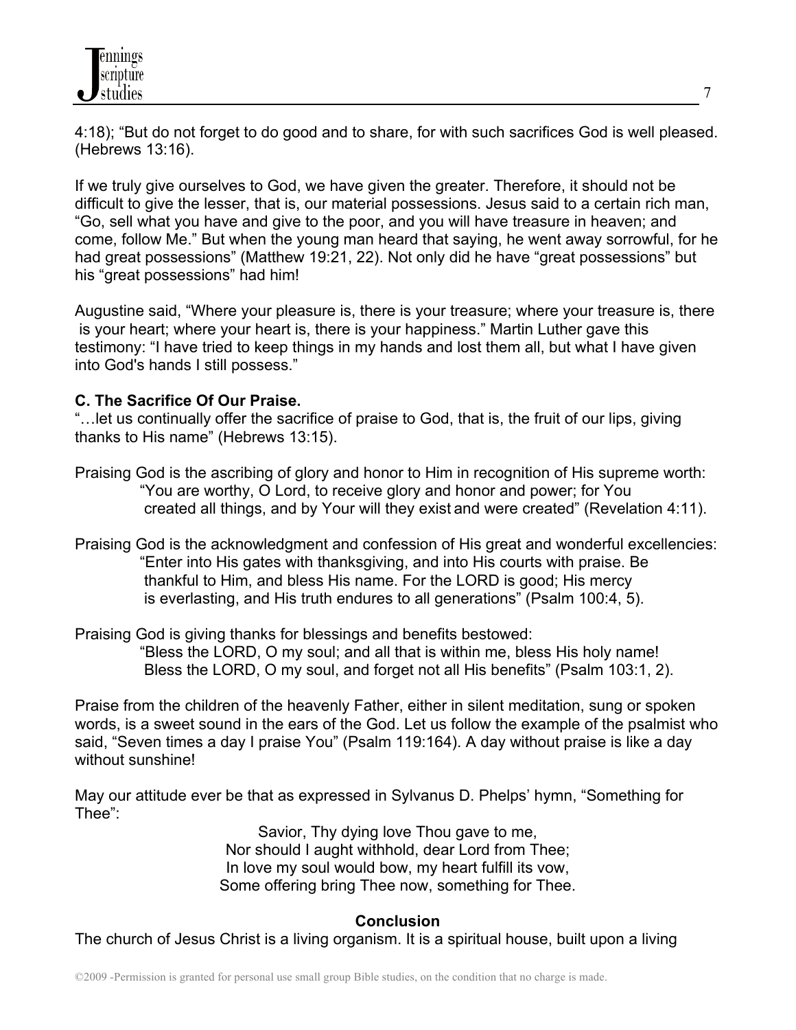4:18); "But do not forget to do good and to share, for with such sacrifices God is well pleased. (Hebrews 13:16).

If we truly give ourselves to God, we have given the greater. Therefore, it should not be difficult to give the lesser, that is, our material possessions. Jesus said to a certain rich man, "Go, sell what you have and give to the poor, and you will have treasure in heaven; and come, follow Me." But when the young man heard that saying, he went away sorrowful, for he had great possessions" (Matthew 19:21, 22). Not only did he have "great possessions" but his "great possessions" had him!

Augustine said, "Where your pleasure is, there is your treasure; where your treasure is, there is your heart; where your heart is, there is your happiness." Martin Luther gave this testimony: "I have tried to keep things in my hands and lost them all, but what I have given into God's hands I still possess."

**C. The Sacrifice Of Our Praise.**
"…let us continually offer the sacrifice of praise to God, that is, the fruit of our lips, giving thanks to His name" (Hebrews 13:15).

Praising God is the ascribing of glory and honor to Him in recognition of His supreme worth:

> "You are worthy, O Lord, to receive glory and honor and power; for You created all things, and by Your will they exist and were created" (Revelation 4:11).

Praising God is the acknowledgment and confession of His great and wonderful excellencies:

> "Enter into His gates with thanksgiving, and into His courts with praise. Be thankful to Him, and bless His name. For the LORD is good; His mercy is everlasting, and His truth endures to all generations" (Psalm 100:4, 5).

Praising God is giving thanks for blessings and benefits bestowed:

> "Bless the LORD, O my soul; and all that is within me, bless His holy name! Bless the LORD, O my soul, and forget not all His benefits" (Psalm 103:1, 2).

Praise from the children of the heavenly Father, either in silent meditation, sung or spoken words, is a sweet sound in the ears of the God. Let us follow the example of the psalmist who said, "Seven times a day I praise You" (Psalm 119:164). A day without praise is like a day without sunshine!

May our attitude ever be that as expressed in Sylvanus D. Phelps' hymn, "Something for Thee":

Savior, Thy dying love Thou gave to me,
Nor should I aught withhold, dear Lord from Thee;
In love my soul would bow, my heart fulfill its vow,
Some offering bring Thee now, something for Thee.

**Conclusion**

The church of Jesus Christ is a living organism. It is a spiritual house, built upon a living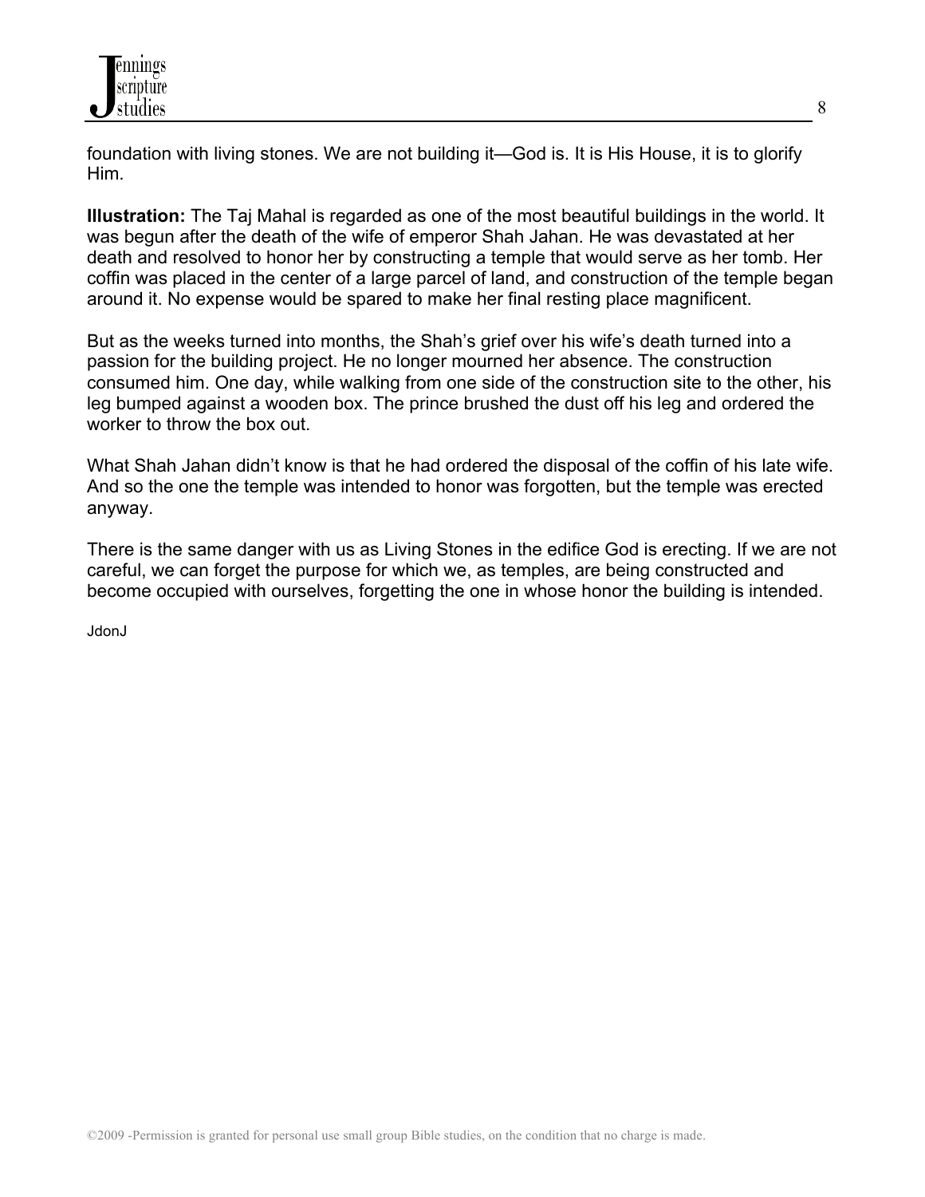foundation with living stones. We are not building it—God is. It is His House, it is to glorify Him.

**Illustration:** The Taj Mahal is regarded as one of the most beautiful buildings in the world. It was begun after the death of the wife of emperor Shah Jahan. He was devastated at her death and resolved to honor her by constructing a temple that would serve as her tomb. Her coffin was placed in the center of a large parcel of land, and construction of the temple began around it. No expense would be spared to make her final resting place magnificent.

But as the weeks turned into months, the Shah's grief over his wife's death turned into a passion for the building project. He no longer mourned her absence. The construction consumed him. One day, while walking from one side of the construction site to the other, his leg bumped against a wooden box. The prince brushed the dust off his leg and ordered the worker to throw the box out.

What Shah Jahan didn't know is that he had ordered the disposal of the coffin of his late wife. And so the one the temple was intended to honor was forgotten, but the temple was erected anyway.

There is the same danger with us as Living Stones in the edifice God is erecting. If we are not careful, we can forget the purpose for which we, as temples, are being constructed and become occupied with ourselves, forgetting the one in whose honor the building is intended.

JdonJ